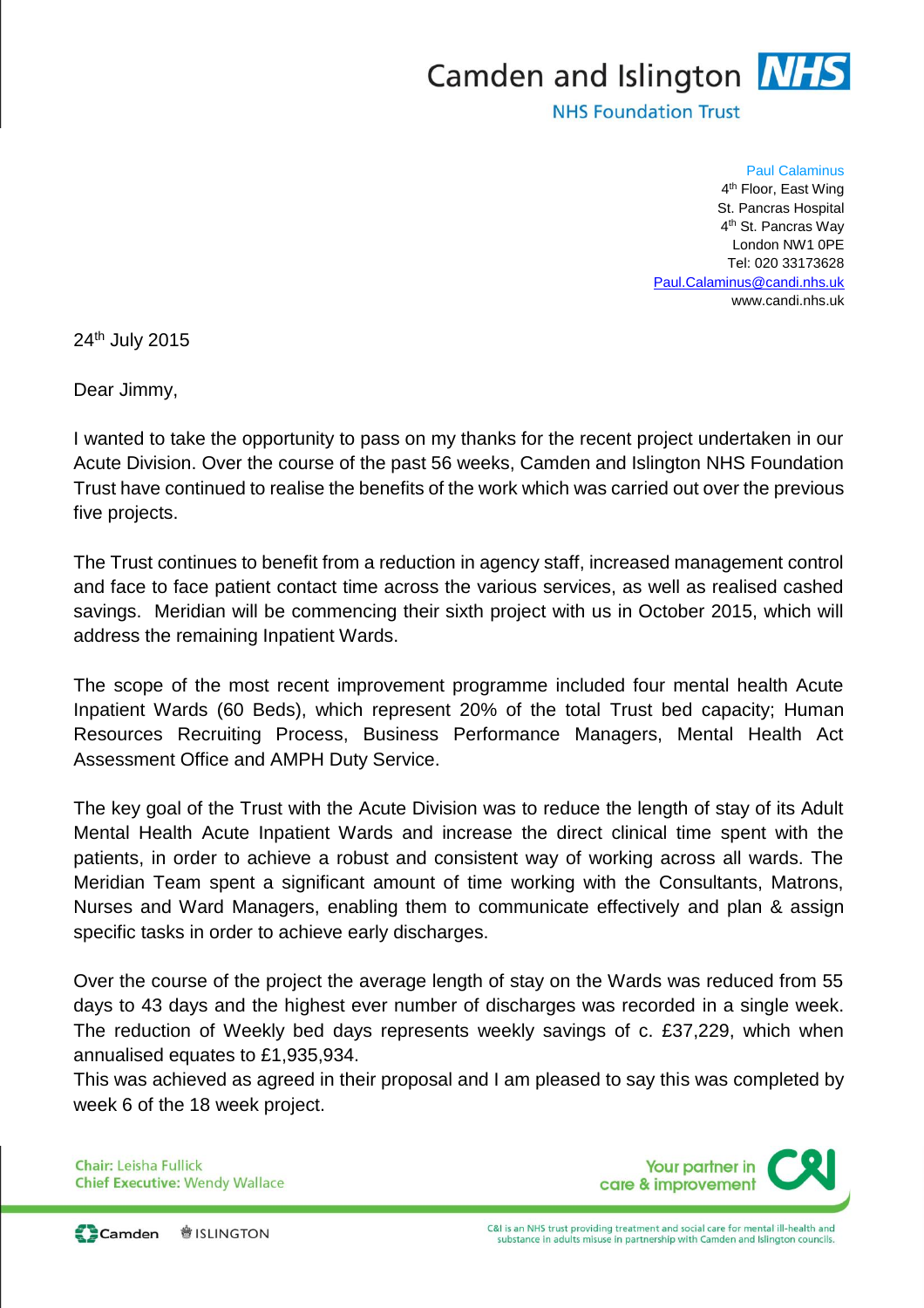Camden and Islington **NHS**

NHS Foundation Trust

Paul Calaminus
4th Floor, East Wing
St. Pancras Hospital
4th St. Pancras Way
London NW1 0PE
Tel: 020 33173628
Paul.Calaminus@candi.nhs.uk
www.candi.nhs.uk

24th July 2015

Dear Jimmy,

I wanted to take the opportunity to pass on my thanks for the recent project undertaken in our Acute Division. Over the course of the past 56 weeks, Camden and Islington NHS Foundation Trust have continued to realise the benefits of the work which was carried out over the previous five projects.

The Trust continues to benefit from a reduction in agency staff, increased management control and face to face patient contact time across the various services, as well as realised cashed savings. Meridian will be commencing their sixth project with us in October 2015, which will address the remaining Inpatient Wards.

The scope of the most recent improvement programme included four mental health Acute Inpatient Wards (60 Beds), which represent 20% of the total Trust bed capacity; Human Resources Recruiting Process, Business Performance Managers, Mental Health Act Assessment Office and AMPH Duty Service.

The key goal of the Trust with the Acute Division was to reduce the length of stay of its Adult Mental Health Acute Inpatient Wards and increase the direct clinical time spent with the patients, in order to achieve a robust and consistent way of working across all wards. The Meridian Team spent a significant amount of time working with the Consultants, Matrons, Nurses and Ward Managers, enabling them to communicate effectively and plan & assign specific tasks in order to achieve early discharges.

Over the course of the project the average length of stay on the Wards was reduced from 55 days to 43 days and the highest ever number of discharges was recorded in a single week. The reduction of Weekly bed days represents weekly savings of c. £37,229, which when annualised equates to £1,935,934.
This was achieved as agreed in their proposal and I am pleased to say this was completed by week 6 of the 18 week project.

**Chair:** Leisha Fullick
**Chief Executive:** Wendy Wallace

Your partner in care & improvement

C&I is an NHS trust providing treatment and social care for mental ill-health and substance in adults misuse in partnership with Camden and Islington councils.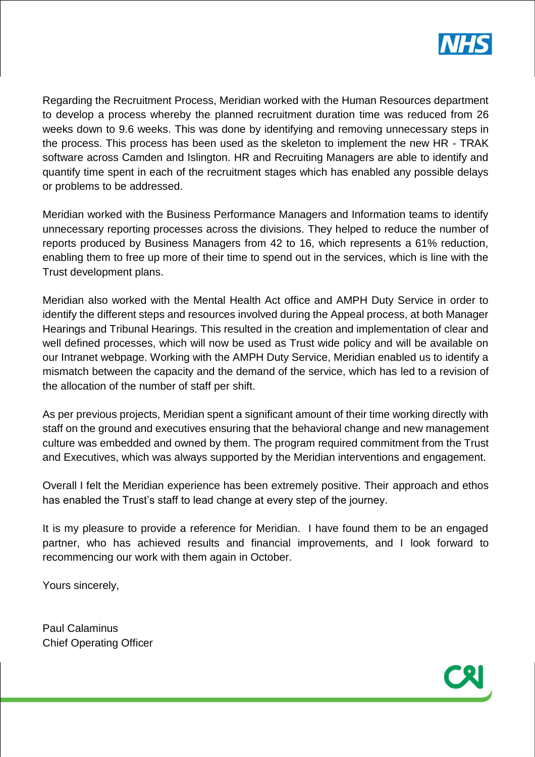Regarding the Recruitment Process, Meridian worked with the Human Resources department to develop a process whereby the planned recruitment duration time was reduced from 26 weeks down to 9.6 weeks. This was done by identifying and removing unnecessary steps in the process. This process has been used as the skeleton to implement the new HR - TRAK software across Camden and Islington. HR and Recruiting Managers are able to identify and quantify time spent in each of the recruitment stages which has enabled any possible delays or problems to be addressed.

Meridian worked with the Business Performance Managers and Information teams to identify unnecessary reporting processes across the divisions. They helped to reduce the number of reports produced by Business Managers from 42 to 16, which represents a 61% reduction, enabling them to free up more of their time to spend out in the services, which is line with the Trust development plans.

Meridian also worked with the Mental Health Act office and AMPH Duty Service in order to identify the different steps and resources involved during the Appeal process, at both Manager Hearings and Tribunal Hearings. This resulted in the creation and implementation of clear and well defined processes, which will now be used as Trust wide policy and will be available on our Intranet webpage. Working with the AMPH Duty Service, Meridian enabled us to identify a mismatch between the capacity and the demand of the service, which has led to a revision of the allocation of the number of staff per shift.

As per previous projects, Meridian spent a significant amount of their time working directly with staff on the ground and executives ensuring that the behavioral change and new management culture was embedded and owned by them. The program required commitment from the Trust and Executives, which was always supported by the Meridian interventions and engagement.

Overall I felt the Meridian experience has been extremely positive. Their approach and ethos has enabled the Trust's staff to lead change at every step of the journey.

It is my pleasure to provide a reference for Meridian. I have found them to be an engaged partner, who has achieved results and financial improvements, and I look forward to recommencing our work with them again in October.

Yours sincerely,

Paul Calaminus
Chief Operating Officer